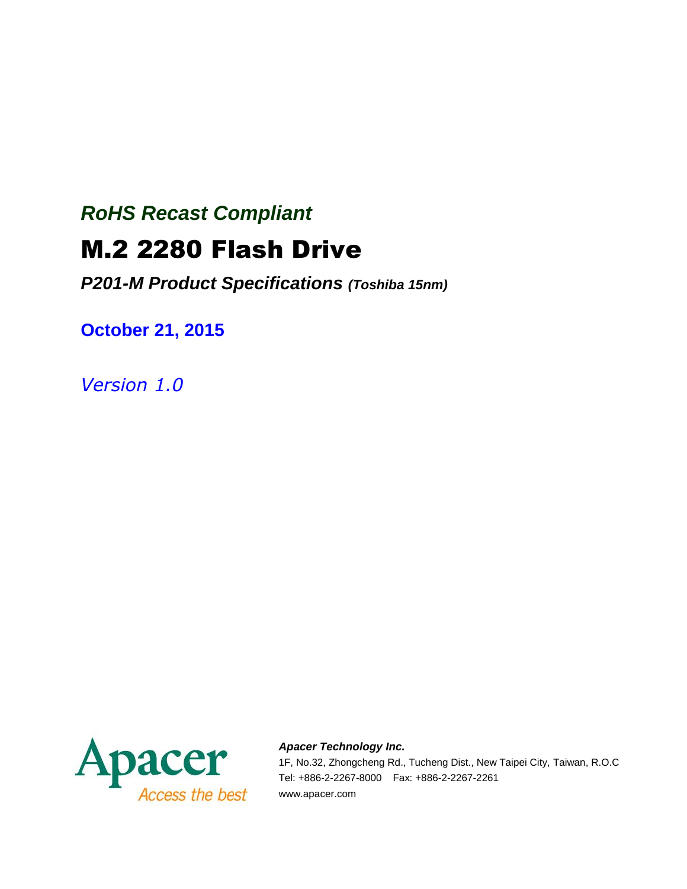*RoHS Recast Compliant*

# M.2 2280 Flash Drive

***P201-M Product Specifications** (Toshiba 15nm)*

**October 21, 2015**

*Version 1.0*

Apacer

Access the best

***Apacer Technology Inc.***

1F, No.32, Zhongcheng Rd., Tucheng Dist., New Taipei City, Taiwan, R.O.C

Tel: +886-2-2267-8000 Fax: +886-2-2267-2261

www.apacer.com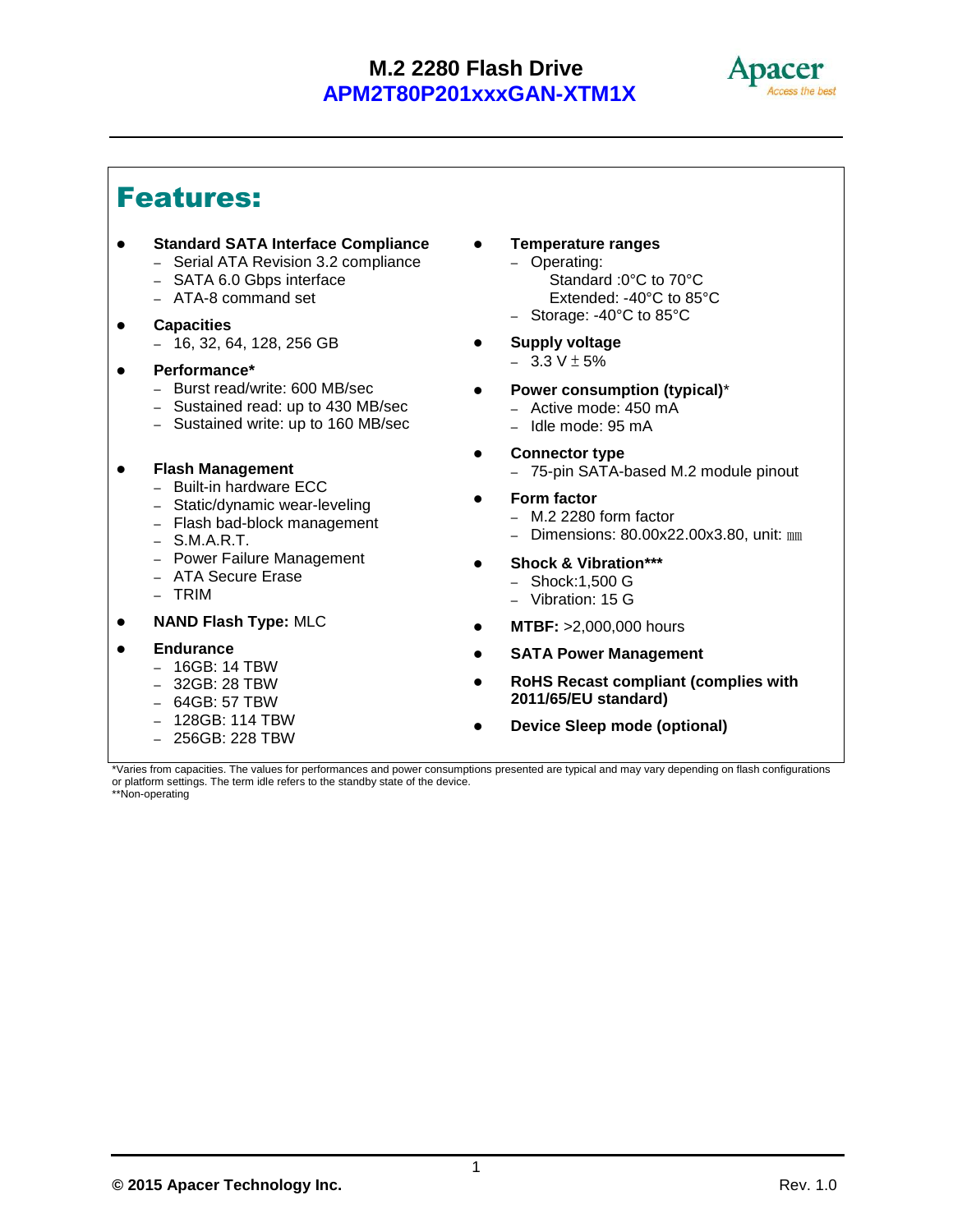## Features:

- **Standard SATA Interface Compliance**
  - Serial ATA Revision 3.2 compliance
  - SATA 6.0 Gbps interface
  - ATA-8 command set
- **Capacities**
  - 16, 32, 64, 128, 256 GB
- **Performance***
  - Burst read/write: 600 MB/sec
  - Sustained read: up to 430 MB/sec
  - Sustained write: up to 160 MB/sec
- **Flash Management**
  - Built-in hardware ECC
  - Static/dynamic wear-leveling
  - Flash bad-block management
  - S.M.A.R.T.
  - Power Failure Management
  - ATA Secure Erase
  - TRIM
- **NAND Flash Type:** MLC
- **Endurance**
  - 16GB: 14 TBW
  - 32GB: 28 TBW
  - 64GB: 57 TBW
  - 128GB: 114 TBW
  - 256GB: 228 TBW
- **Temperature ranges**
  - Operating:
    Standard :0°C to 70°C
    Extended: -40°C to 85°C
  - Storage: -40°C to 85°C
- **Supply voltage**
  - 3.3 V ± 5%
- **Power consumption (typical)***
  - Active mode: 450 mA
  - Idle mode: 95 mA
- **Connector type**
  - 75-pin SATA-based M.2 module pinout
- **Form factor**
  - M.2 2280 form factor
  - Dimensions: 80.00x22.00x3.80, unit: ㎜
- **Shock & Vibration*****
  - Shock:1,500 G
  - Vibration: 15 G
- **MTBF:** >2,000,000 hours
- **SATA Power Management**
- **RoHS Recast compliant (complies with 2011/65/EU standard)**
- **Device Sleep mode (optional)**

*Varies from capacities. The values for performances and power consumptions presented are typical and may vary depending on flash configurations or platform settings. The term idle refers to the standby state of the device.
**Non-operating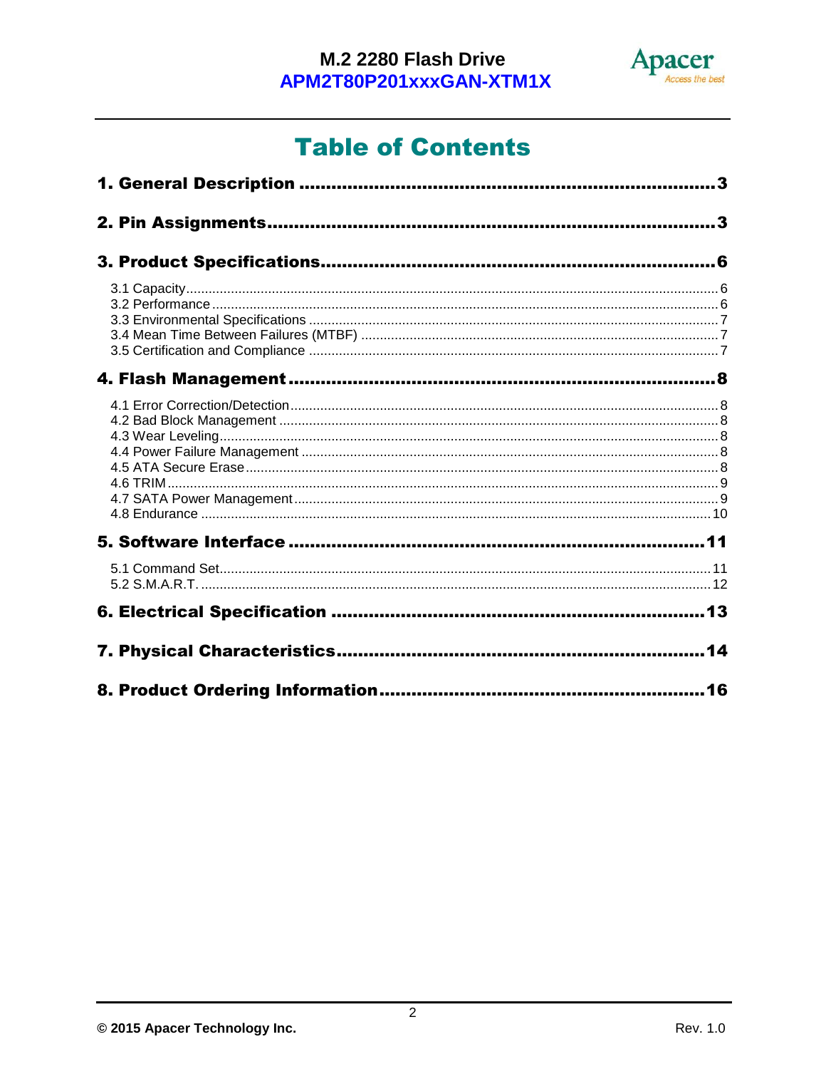# Table of Contents

**1. General Description** ..... 3

**2. Pin Assignments** ..... 3

**3. Product Specifications** ..... 6

- 3.1 Capacity ..... 6
- 3.2 Performance ..... 6
- 3.3 Environmental Specifications ..... 7
- 3.4 Mean Time Between Failures (MTBF) ..... 7
- 3.5 Certification and Compliance ..... 7

**4. Flash Management** ..... 8

- 4.1 Error Correction/Detection ..... 8
- 4.2 Bad Block Management ..... 8
- 4.3 Wear Leveling ..... 8
- 4.4 Power Failure Management ..... 8
- 4.5 ATA Secure Erase ..... 8
- 4.6 TRIM ..... 9
- 4.7 SATA Power Management ..... 9
- 4.8 Endurance ..... 10

**5. Software Interface** ..... 11

- 5.1 Command Set ..... 11
- 5.2 S.M.A.R.T. ..... 12

**6. Electrical Specification** ..... 13

**7. Physical Characteristics** ..... 14

**8. Product Ordering Information** ..... 16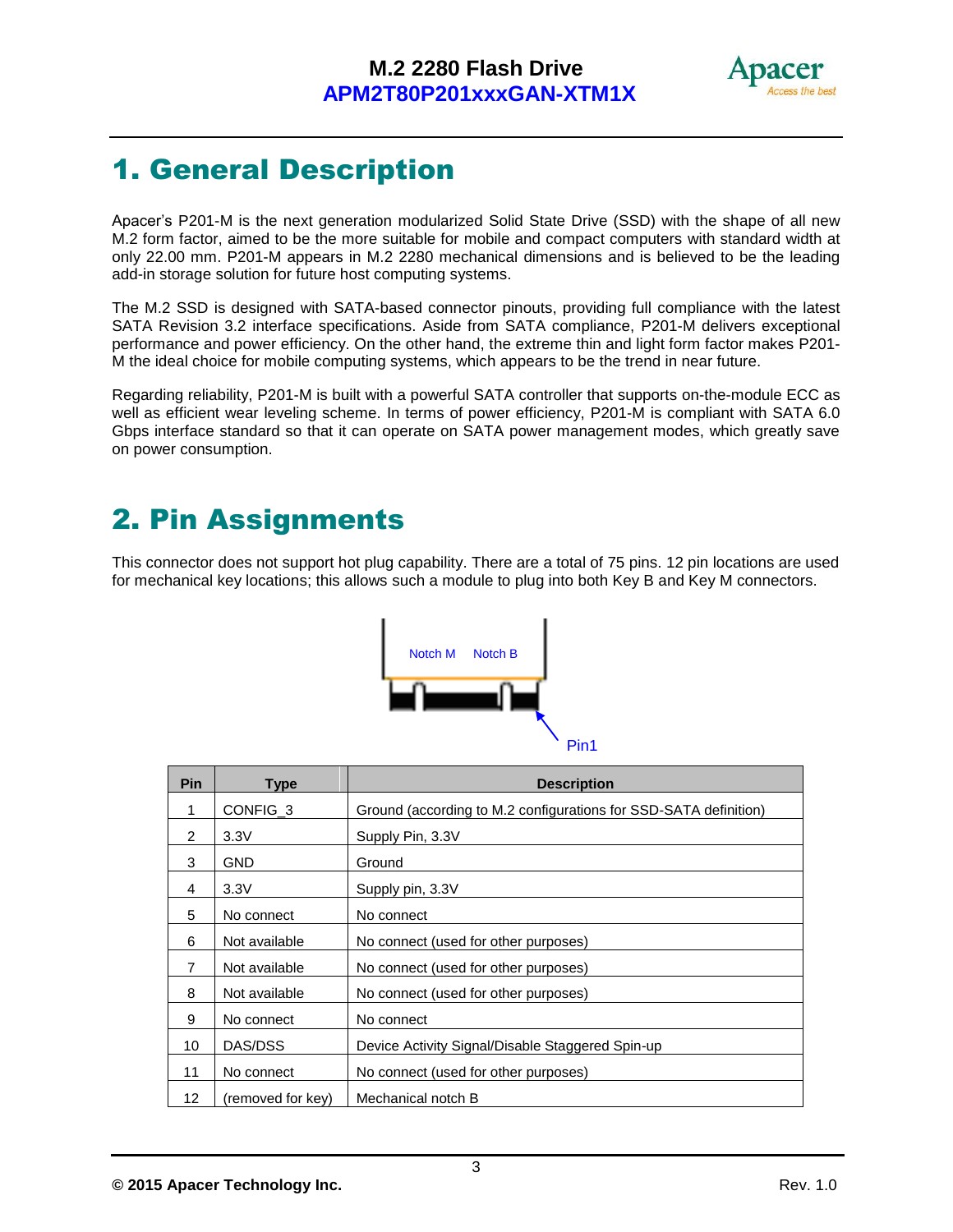# 1. General Description

Apacer's P201-M is the next generation modularized Solid State Drive (SSD) with the shape of all new M.2 form factor, aimed to be the more suitable for mobile and compact computers with standard width at only 22.00 mm. P201-M appears in M.2 2280 mechanical dimensions and is believed to be the leading add-in storage solution for future host computing systems.

The M.2 SSD is designed with SATA-based connector pinouts, providing full compliance with the latest SATA Revision 3.2 interface specifications. Aside from SATA compliance, P201-M delivers exceptional performance and power efficiency. On the other hand, the extreme thin and light form factor makes P201-M the ideal choice for mobile computing systems, which appears to be the trend in near future.

Regarding reliability, P201-M is built with a powerful SATA controller that supports on-the-module ECC as well as efficient wear leveling scheme. In terms of power efficiency, P201-M is compliant with SATA 6.0 Gbps interface standard so that it can operate on SATA power management modes, which greatly save on power consumption.

# 2. Pin Assignments

This connector does not support hot plug capability. There are a total of 75 pins. 12 pin locations are used for mechanical key locations; this allows such a module to plug into both Key B and Key M connectors.

Notch M Notch B

Pin1

| Pin | Type | Description |
|---|---|---|
| 1 | CONFIG_3 | Ground (according to M.2 configurations for SSD-SATA definition) |
| 2 | 3.3V | Supply Pin, 3.3V |
| 3 | GND | Ground |
| 4 | 3.3V | Supply pin, 3.3V |
| 5 | No connect | No connect |
| 6 | Not available | No connect (used for other purposes) |
| 7 | Not available | No connect (used for other purposes) |
| 8 | Not available | No connect (used for other purposes) |
| 9 | No connect | No connect |
| 10 | DAS/DSS | Device Activity Signal/Disable Staggered Spin-up |
| 11 | No connect | No connect (used for other purposes) |
| 12 | (removed for key) | Mechanical notch B |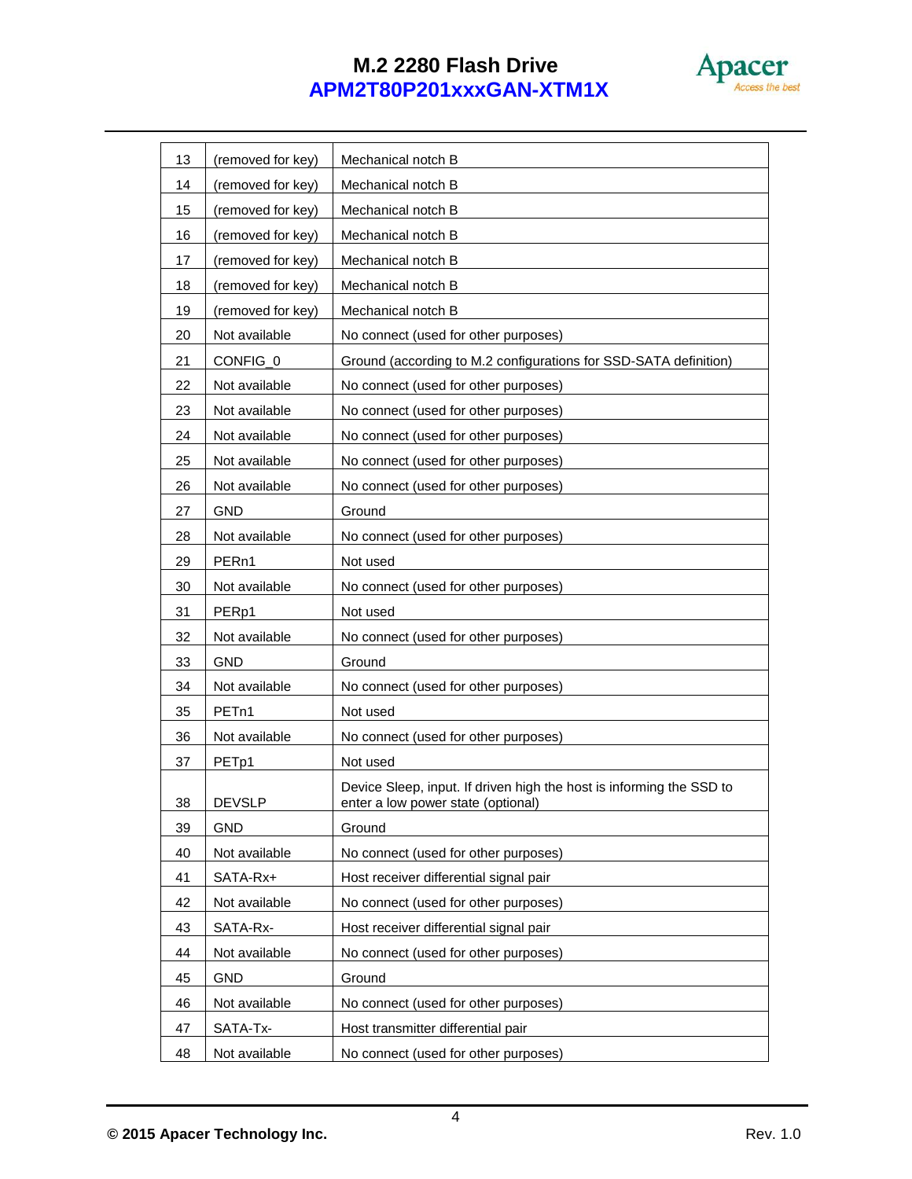| | | |
|---|---|---|
| 13 | (removed for key) | Mechanical notch B |
| 14 | (removed for key) | Mechanical notch B |
| 15 | (removed for key) | Mechanical notch B |
| 16 | (removed for key) | Mechanical notch B |
| 17 | (removed for key) | Mechanical notch B |
| 18 | (removed for key) | Mechanical notch B |
| 19 | (removed for key) | Mechanical notch B |
| 20 | Not available | No connect (used for other purposes) |
| 21 | CONFIG_0 | Ground (according to M.2 configurations for SSD-SATA definition) |
| 22 | Not available | No connect (used for other purposes) |
| 23 | Not available | No connect (used for other purposes) |
| 24 | Not available | No connect (used for other purposes) |
| 25 | Not available | No connect (used for other purposes) |
| 26 | Not available | No connect (used for other purposes) |
| 27 | GND | Ground |
| 28 | Not available | No connect (used for other purposes) |
| 29 | PERn1 | Not used |
| 30 | Not available | No connect (used for other purposes) |
| 31 | PERp1 | Not used |
| 32 | Not available | No connect (used for other purposes) |
| 33 | GND | Ground |
| 34 | Not available | No connect (used for other purposes) |
| 35 | PETn1 | Not used |
| 36 | Not available | No connect (used for other purposes) |
| 37 | PETp1 | Not used |
| 38 | DEVSLP | Device Sleep, input. If driven high the host is informing the SSD to enter a low power state (optional) |
| 39 | GND | Ground |
| 40 | Not available | No connect (used for other purposes) |
| 41 | SATA-Rx+ | Host receiver differential signal pair |
| 42 | Not available | No connect (used for other purposes) |
| 43 | SATA-Rx- | Host receiver differential signal pair |
| 44 | Not available | No connect (used for other purposes) |
| 45 | GND | Ground |
| 46 | Not available | No connect (used for other purposes) |
| 47 | SATA-Tx- | Host transmitter differential pair |
| 48 | Not available | No connect (used for other purposes) |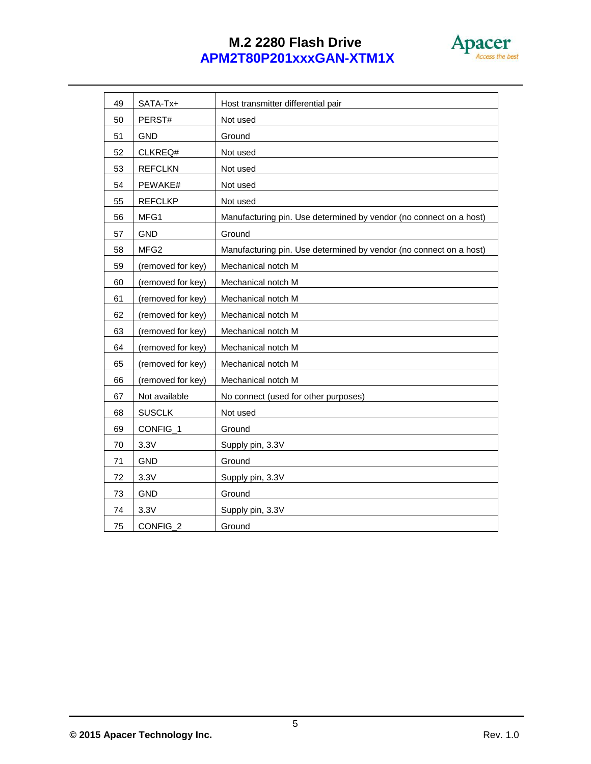| 49 | SATA-Tx+ | Host transmitter differential pair |
|---|---|---|
| 50 | PERST# | Not used |
| 51 | GND | Ground |
| 52 | CLKREQ# | Not used |
| 53 | REFCLKN | Not used |
| 54 | PEWAKE# | Not used |
| 55 | REFCLKP | Not used |
| 56 | MFG1 | Manufacturing pin. Use determined by vendor (no connect on a host) |
| 57 | GND | Ground |
| 58 | MFG2 | Manufacturing pin. Use determined by vendor (no connect on a host) |
| 59 | (removed for key) | Mechanical notch M |
| 60 | (removed for key) | Mechanical notch M |
| 61 | (removed for key) | Mechanical notch M |
| 62 | (removed for key) | Mechanical notch M |
| 63 | (removed for key) | Mechanical notch M |
| 64 | (removed for key) | Mechanical notch M |
| 65 | (removed for key) | Mechanical notch M |
| 66 | (removed for key) | Mechanical notch M |
| 67 | Not available | No connect (used for other purposes) |
| 68 | SUSCLK | Not used |
| 69 | CONFIG_1 | Ground |
| 70 | 3.3V | Supply pin, 3.3V |
| 71 | GND | Ground |
| 72 | 3.3V | Supply pin, 3.3V |
| 73 | GND | Ground |
| 74 | 3.3V | Supply pin, 3.3V |
| 75 | CONFIG_2 | Ground |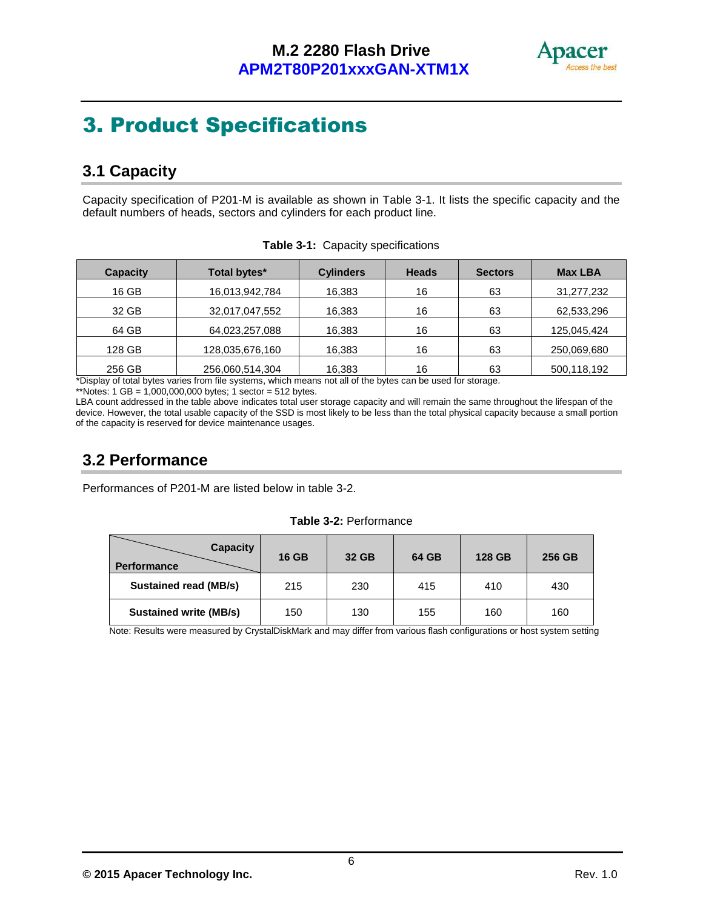# 3. Product Specifications

## 3.1 Capacity

Capacity specification of P201-M is available as shown in Table 3-1. It lists the specific capacity and the default numbers of heads, sectors and cylinders for each product line.

**Table 3-1:** Capacity specifications

| Capacity | Total bytes* | Cylinders | Heads | Sectors | Max LBA |
|---|---|---|---|---|---|
| 16 GB | 16,013,942,784 | 16,383 | 16 | 63 | 31,277,232 |
| 32 GB | 32,017,047,552 | 16,383 | 16 | 63 | 62,533,296 |
| 64 GB | 64,023,257,088 | 16,383 | 16 | 63 | 125,045,424 |
| 128 GB | 128,035,676,160 | 16,383 | 16 | 63 | 250,069,680 |
| 256 GB | 256,060,514,304 | 16,383 | 16 | 63 | 500,118,192 |

*Display of total bytes varies from file systems, which means not all of the bytes can be used for storage.

**Notes: 1 GB = 1,000,000,000 bytes; 1 sector = 512 bytes.

LBA count addressed in the table above indicates total user storage capacity and will remain the same throughout the lifespan of the device. However, the total usable capacity of the SSD is most likely to be less than the total physical capacity because a small portion of the capacity is reserved for device maintenance usages.

## 3.2 Performance

Performances of P201-M are listed below in table 3-2.

**Table 3-2:** Performance

| Performance \ Capacity | 16 GB | 32 GB | 64 GB | 128 GB | 256 GB |
|---|---|---|---|---|---|
| **Sustained read (MB/s)** | 215 | 230 | 415 | 410 | 430 |
| **Sustained write (MB/s)** | 150 | 130 | 155 | 160 | 160 |

Note: Results were measured by CrystalDiskMark and may differ from various flash configurations or host system setting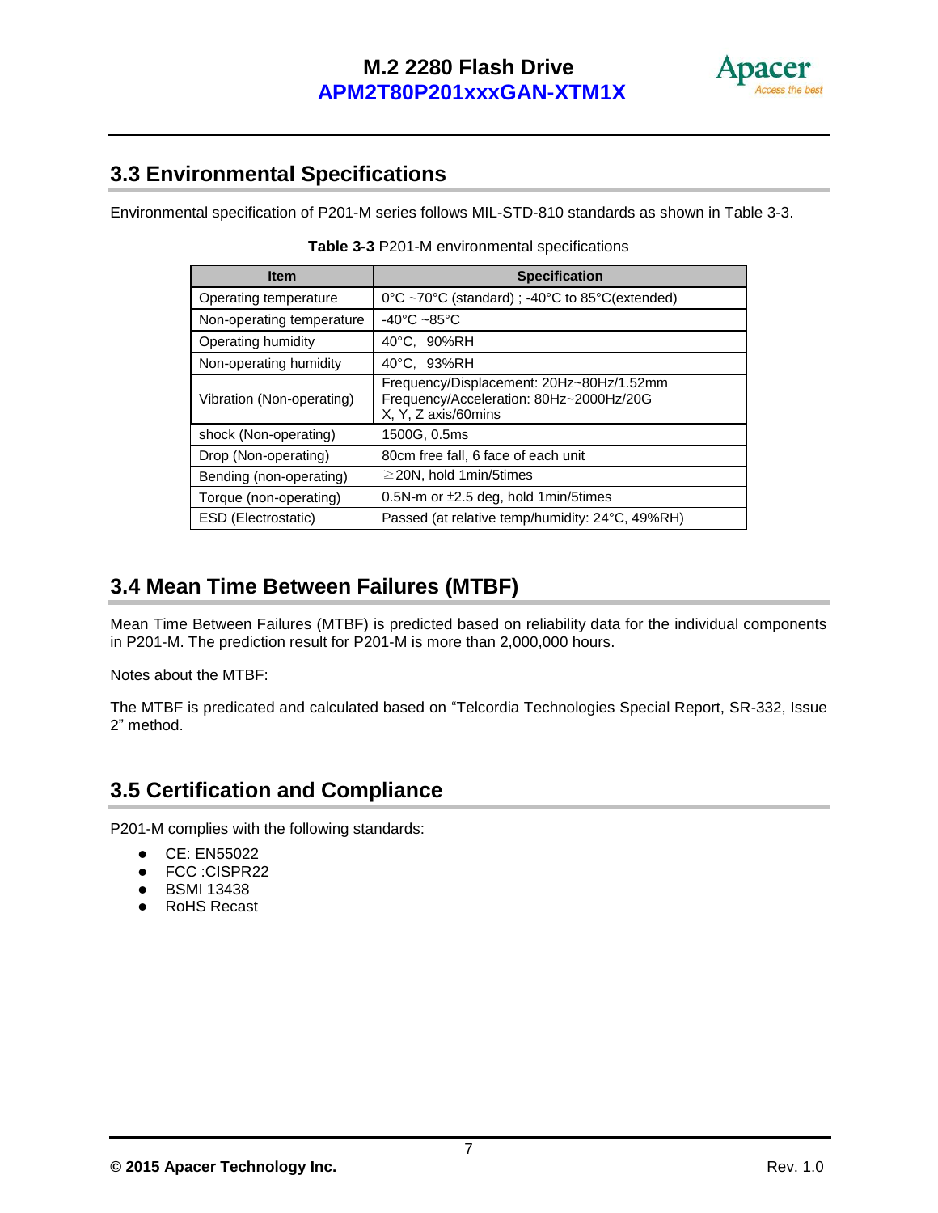## 3.3 Environmental Specifications

Environmental specification of P201-M series follows MIL-STD-810 standards as shown in Table 3-3.

**Table 3-3** P201-M environmental specifications

| Item | Specification |
|---|---|
| Operating temperature | 0°C ~70°C (standard) ; -40°C to 85°C(extended) |
| Non-operating temperature | -40°C ~85°C |
| Operating humidity | 40°C,  90%RH |
| Non-operating humidity | 40°C,  93%RH |
| Vibration (Non-operating) | Frequency/Displacement: 20Hz~80Hz/1.52mm<br>Frequency/Acceleration: 80Hz~2000Hz/20G<br>X, Y, Z axis/60mins |
| shock (Non-operating) | 1500G, 0.5ms |
| Drop (Non-operating) | 80cm free fall, 6 face of each unit |
| Bending (non-operating) | ≧20N, hold 1min/5times |
| Torque (non-operating) | 0.5N-m or ±2.5 deg, hold 1min/5times |
| ESD (Electrostatic) | Passed (at relative temp/humidity: 24°C, 49%RH) |

## 3.4 Mean Time Between Failures (MTBF)

Mean Time Between Failures (MTBF) is predicted based on reliability data for the individual components in P201-M. The prediction result for P201-M is more than 2,000,000 hours.

Notes about the MTBF:

The MTBF is predicated and calculated based on “Telcordia Technologies Special Report, SR-332, Issue 2” method.

## 3.5 Certification and Compliance

P201-M complies with the following standards:

- CE: EN55022
- FCC :CISPR22
- BSMI 13438
- RoHS Recast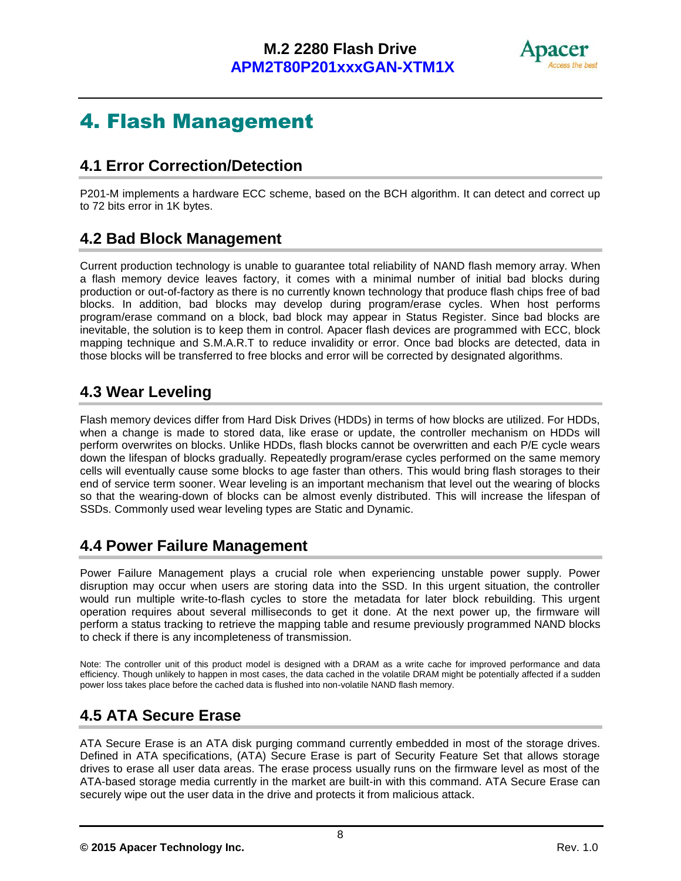# 4. Flash Management

## 4.1 Error Correction/Detection

P201-M implements a hardware ECC scheme, based on the BCH algorithm. It can detect and correct up to 72 bits error in 1K bytes.

## 4.2 Bad Block Management

Current production technology is unable to guarantee total reliability of NAND flash memory array. When a flash memory device leaves factory, it comes with a minimal number of initial bad blocks during production or out-of-factory as there is no currently known technology that produce flash chips free of bad blocks. In addition, bad blocks may develop during program/erase cycles. When host performs program/erase command on a block, bad block may appear in Status Register. Since bad blocks are inevitable, the solution is to keep them in control. Apacer flash devices are programmed with ECC, block mapping technique and S.M.A.R.T to reduce invalidity or error. Once bad blocks are detected, data in those blocks will be transferred to free blocks and error will be corrected by designated algorithms.

## 4.3 Wear Leveling

Flash memory devices differ from Hard Disk Drives (HDDs) in terms of how blocks are utilized. For HDDs, when a change is made to stored data, like erase or update, the controller mechanism on HDDs will perform overwrites on blocks. Unlike HDDs, flash blocks cannot be overwritten and each P/E cycle wears down the lifespan of blocks gradually. Repeatedly program/erase cycles performed on the same memory cells will eventually cause some blocks to age faster than others. This would bring flash storages to their end of service term sooner. Wear leveling is an important mechanism that level out the wearing of blocks so that the wearing-down of blocks can be almost evenly distributed. This will increase the lifespan of SSDs. Commonly used wear leveling types are Static and Dynamic.

## 4.4 Power Failure Management

Power Failure Management plays a crucial role when experiencing unstable power supply. Power disruption may occur when users are storing data into the SSD. In this urgent situation, the controller would run multiple write-to-flash cycles to store the metadata for later block rebuilding. This urgent operation requires about several milliseconds to get it done. At the next power up, the firmware will perform a status tracking to retrieve the mapping table and resume previously programmed NAND blocks to check if there is any incompleteness of transmission.

Note: The controller unit of this product model is designed with a DRAM as a write cache for improved performance and data efficiency. Though unlikely to happen in most cases, the data cached in the volatile DRAM might be potentially affected if a sudden power loss takes place before the cached data is flushed into non-volatile NAND flash memory.

## 4.5 ATA Secure Erase

ATA Secure Erase is an ATA disk purging command currently embedded in most of the storage drives. Defined in ATA specifications, (ATA) Secure Erase is part of Security Feature Set that allows storage drives to erase all user data areas. The erase process usually runs on the firmware level as most of the ATA-based storage media currently in the market are built-in with this command. ATA Secure Erase can securely wipe out the user data in the drive and protects it from malicious attack.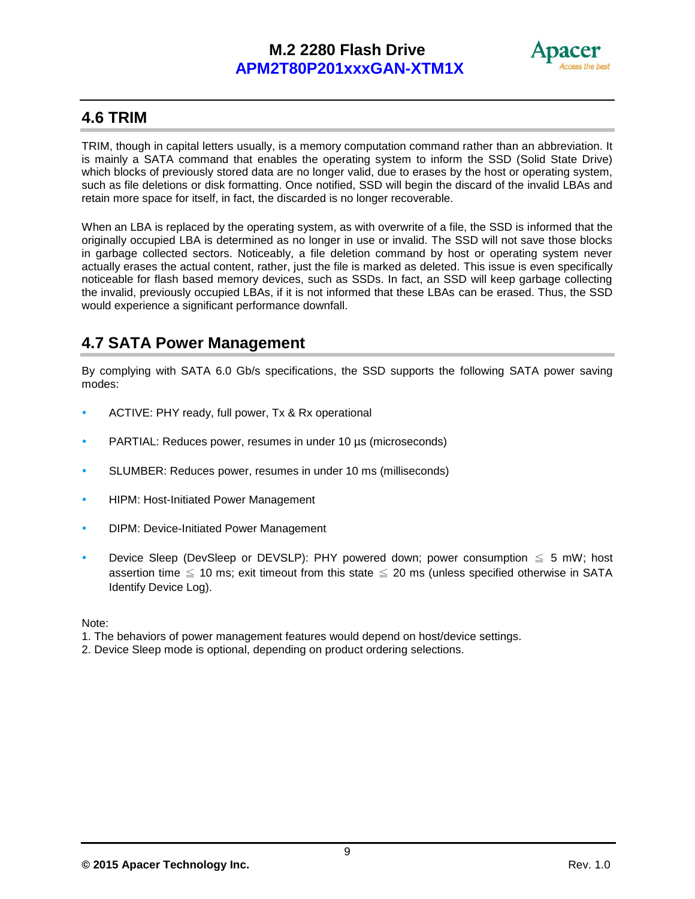## 4.6 TRIM

TRIM, though in capital letters usually, is a memory computation command rather than an abbreviation. It is mainly a SATA command that enables the operating system to inform the SSD (Solid State Drive) which blocks of previously stored data are no longer valid, due to erases by the host or operating system, such as file deletions or disk formatting. Once notified, SSD will begin the discard of the invalid LBAs and retain more space for itself, in fact, the discarded is no longer recoverable.

When an LBA is replaced by the operating system, as with overwrite of a file, the SSD is informed that the originally occupied LBA is determined as no longer in use or invalid. The SSD will not save those blocks in garbage collected sectors. Noticeably, a file deletion command by host or operating system never actually erases the actual content, rather, just the file is marked as deleted. This issue is even specifically noticeable for flash based memory devices, such as SSDs. In fact, an SSD will keep garbage collecting the invalid, previously occupied LBAs, if it is not informed that these LBAs can be erased. Thus, the SSD would experience a significant performance downfall.

## 4.7 SATA Power Management

By complying with SATA 6.0 Gb/s specifications, the SSD supports the following SATA power saving modes:

- ACTIVE: PHY ready, full power, Tx & Rx operational
- PARTIAL: Reduces power, resumes in under 10 µs (microseconds)
- SLUMBER: Reduces power, resumes in under 10 ms (milliseconds)
- HIPM: Host-Initiated Power Management
- DIPM: Device-Initiated Power Management
- Device Sleep (DevSleep or DEVSLP): PHY powered down; power consumption ≦ 5 mW; host assertion time ≦ 10 ms; exit timeout from this state ≦ 20 ms (unless specified otherwise in SATA Identify Device Log).

Note:
1. The behaviors of power management features would depend on host/device settings.
2. Device Sleep mode is optional, depending on product ordering selections.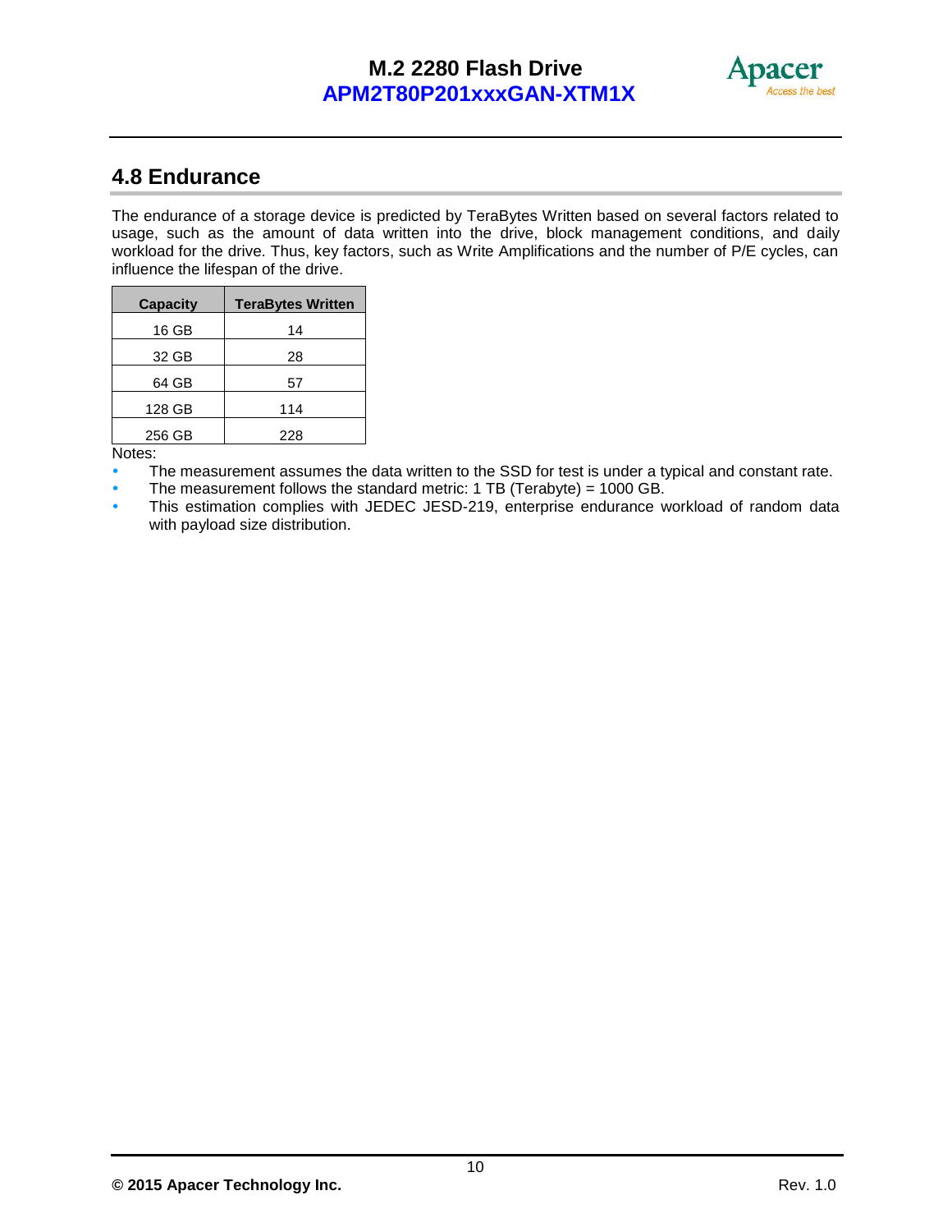## 4.8 Endurance

The endurance of a storage device is predicted by TeraBytes Written based on several factors related to usage, such as the amount of data written into the drive, block management conditions, and daily workload for the drive. Thus, key factors, such as Write Amplifications and the number of P/E cycles, can influence the lifespan of the drive.

| Capacity | TeraBytes Written |
|---|---|
| 16 GB | 14 |
| 32 GB | 28 |
| 64 GB | 57 |
| 128 GB | 114 |
| 256 GB | 228 |

Notes:

- The measurement assumes the data written to the SSD for test is under a typical and constant rate.
- The measurement follows the standard metric: 1 TB (Terabyte) = 1000 GB.
- This estimation complies with JEDEC JESD-219, enterprise endurance workload of random data with payload size distribution.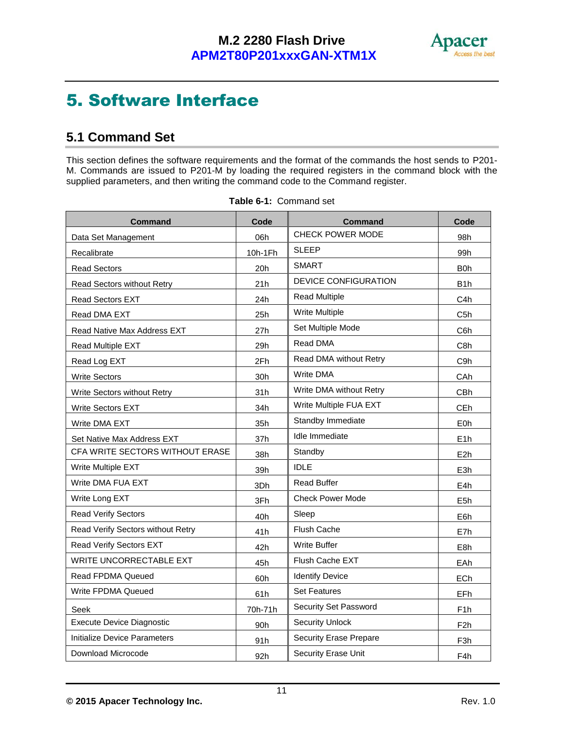# 5. Software Interface

## 5.1 Command Set

This section defines the software requirements and the format of the commands the host sends to P201-M. Commands are issued to P201-M by loading the required registers in the command block with the supplied parameters, and then writing the command code to the Command register.

**Table 6-1:** Command set

| Command | Code | Command | Code |
|---|---|---|---|
| Data Set Management | 06h | CHECK POWER MODE | 98h |
| Recalibrate | 10h-1Fh | SLEEP | 99h |
| Read Sectors | 20h | SMART | B0h |
| Read Sectors without Retry | 21h | DEVICE CONFIGURATION | B1h |
| Read Sectors EXT | 24h | Read Multiple | C4h |
| Read DMA EXT | 25h | Write Multiple | C5h |
| Read Native Max Address EXT | 27h | Set Multiple Mode | C6h |
| Read Multiple EXT | 29h | Read DMA | C8h |
| Read Log EXT | 2Fh | Read DMA without Retry | C9h |
| Write Sectors | 30h | Write DMA | CAh |
| Write Sectors without Retry | 31h | Write DMA without Retry | CBh |
| Write Sectors EXT | 34h | Write Multiple FUA EXT | CEh |
| Write DMA EXT | 35h | Standby Immediate | E0h |
| Set Native Max Address EXT | 37h | Idle Immediate | E1h |
| CFA WRITE SECTORS WITHOUT ERASE | 38h | Standby | E2h |
| Write Multiple EXT | 39h | IDLE | E3h |
| Write DMA FUA EXT | 3Dh | Read Buffer | E4h |
| Write Long EXT | 3Fh | Check Power Mode | E5h |
| Read Verify Sectors | 40h | Sleep | E6h |
| Read Verify Sectors without Retry | 41h | Flush Cache | E7h |
| Read Verify Sectors EXT | 42h | Write Buffer | E8h |
| WRITE UNCORRECTABLE EXT | 45h | Flush Cache EXT | EAh |
| Read FPDMA Queued | 60h | Identify Device | ECh |
| Write FPDMA Queued | 61h | Set Features | EFh |
| Seek | 70h-71h | Security Set Password | F1h |
| Execute Device Diagnostic | 90h | Security Unlock | F2h |
| Initialize Device Parameters | 91h | Security Erase Prepare | F3h |
| Download Microcode | 92h | Security Erase Unit | F4h |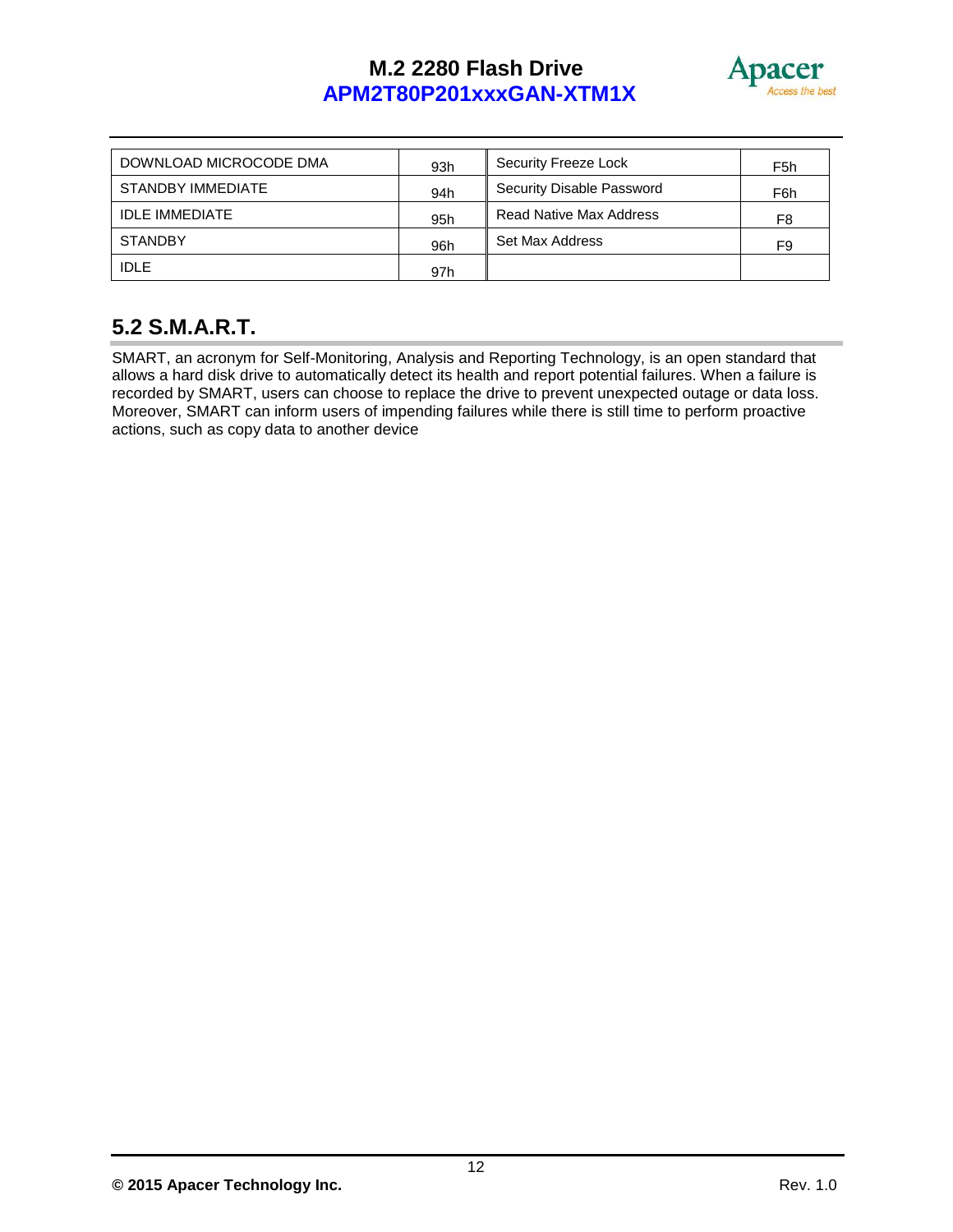| | | | |
|---|---|---|---|
| DOWNLOAD MICROCODE DMA | 93h | Security Freeze Lock | F5h |
| STANDBY IMMEDIATE | 94h | Security Disable Password | F6h |
| IDLE IMMEDIATE | 95h | Read Native Max Address | F8 |
| STANDBY | 96h | Set Max Address | F9 |
| IDLE | 97h | | |

## 5.2 S.M.A.R.T.

SMART, an acronym for Self-Monitoring, Analysis and Reporting Technology, is an open standard that allows a hard disk drive to automatically detect its health and report potential failures. When a failure is recorded by SMART, users can choose to replace the drive to prevent unexpected outage or data loss. Moreover, SMART can inform users of impending failures while there is still time to perform proactive actions, such as copy data to another device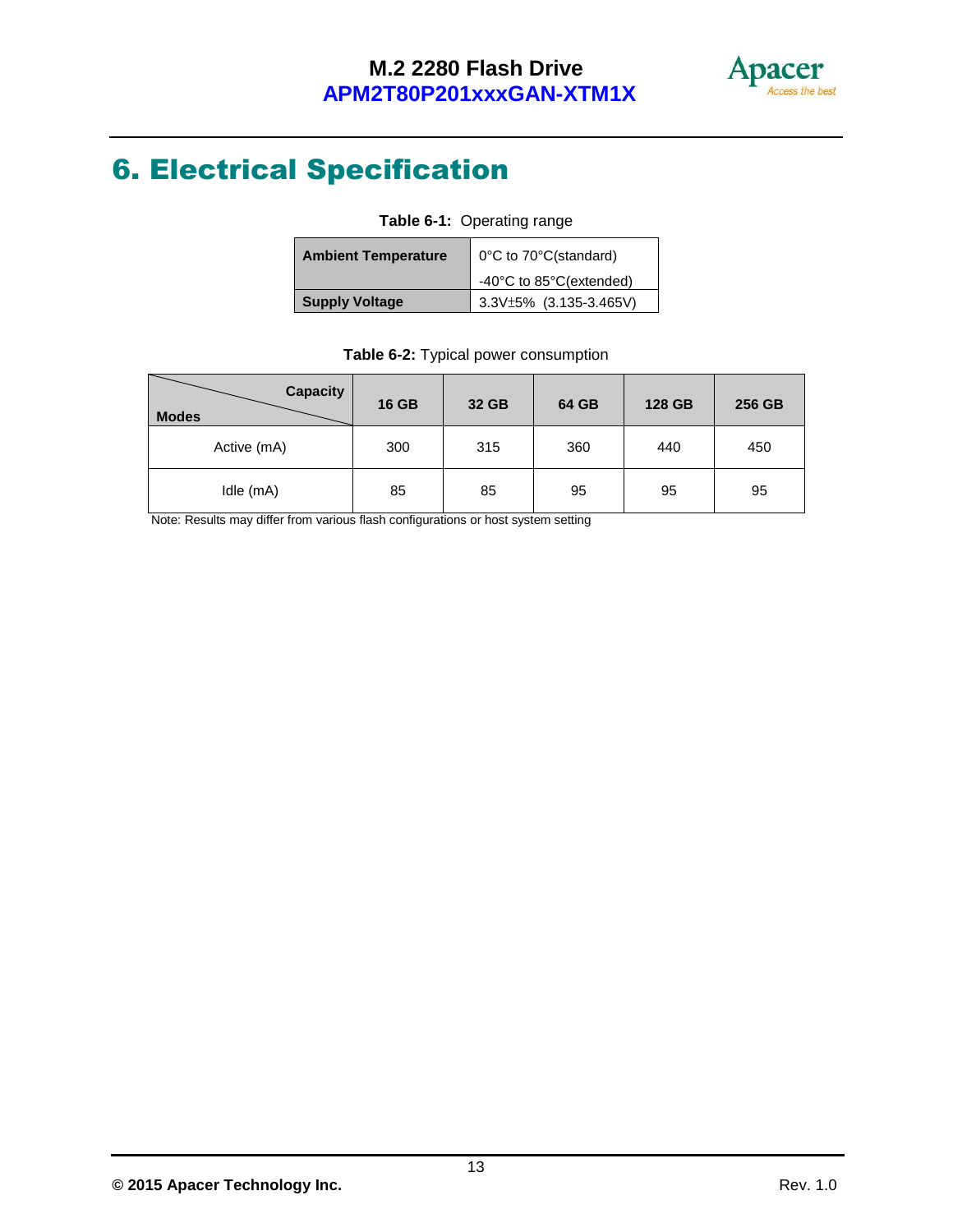# 6. Electrical Specification

**Table 6-1:** Operating range

| | |
|---|---|
| **Ambient Temperature** | 0°C to 70°C(standard)<br>-40°C to 85°C(extended) |
| **Supply Voltage** | 3.3V±5% (3.135-3.465V) |

**Table 6-2:** Typical power consumption

| Modes \ Capacity | 16 GB | 32 GB | 64 GB | 128 GB | 256 GB |
|---|---|---|---|---|---|
| Active (mA) | 300 | 315 | 360 | 440 | 450 |
| Idle (mA) | 85 | 85 | 95 | 95 | 95 |

Note: Results may differ from various flash configurations or host system setting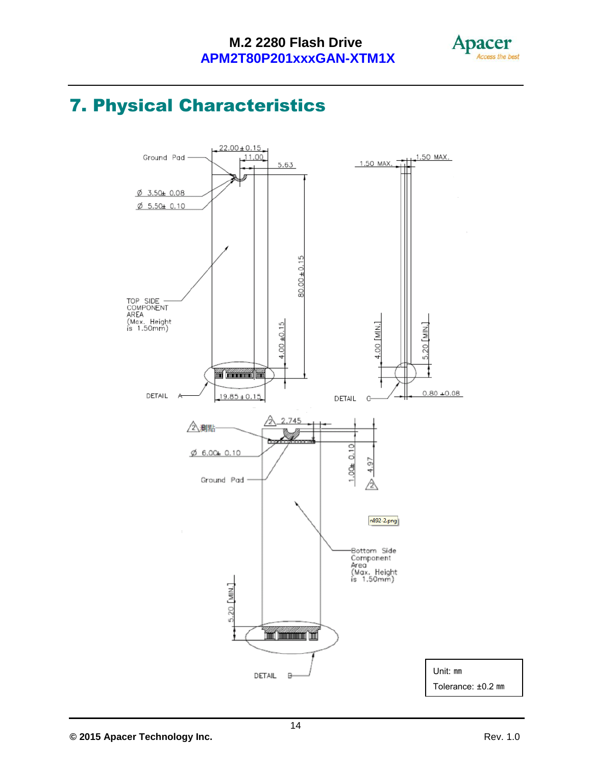# 7. Physical Characteristics

Ground Pad

22.00 ± 0.15

11.00

5.63

Ø 3.50 ± 0.08

Ø 5.50 ± 0.10

80.00 ± 0.15

TOP SIDE COMPONENT AREA (Max. Height is 1.50mm)

4.00 ± 0.15

DETAIL A

19.85 ± 0.15

1.50 MAX.

1.50 MAX.

4.00 [MIN.]

5.20 [MIN.]

DETAIL C

0.80 ± 0.08

2 倒點

2 2.745

Ø 6.00 ± 0.10

Ground Pad

1.00 ± 0.10

4.97

2

Bottom Side Component Area (Max. Height is 1.50mm)

5.20 [MIN.]

DETAIL B

Unit: mm

Tolerance: ±0.2 mm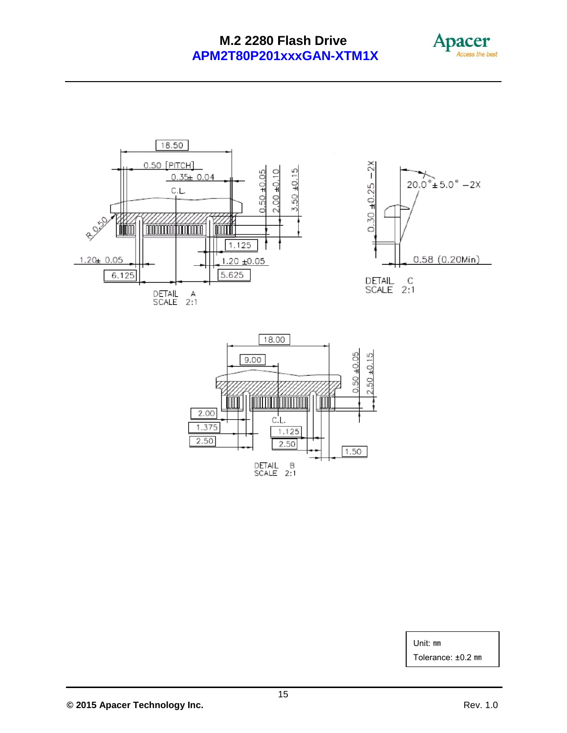DETAIL A
SCALE 2:1

18.50

0.50 [PITCH]

0.35± 0.04

C.L.

R 0.50

0.50 ±0.05

2.00 ±0.10

3.50 ±0.15

1.125

1.20± 0.05

1.20 ±0.05

6.125

5.625

DETAIL C
SCALE 2:1

0.30 ±0.25 −2X

20.0°±5.0° −2X

0.58 (0.20Min)

DETAIL B
SCALE 2:1

18.00

9.00

0.50 ±0.05

2.50 ±0.15

2.00

1.375

2.50

C.L.

1.125

2.50

1.50

Unit: mm

Tolerance: ±0.2 mm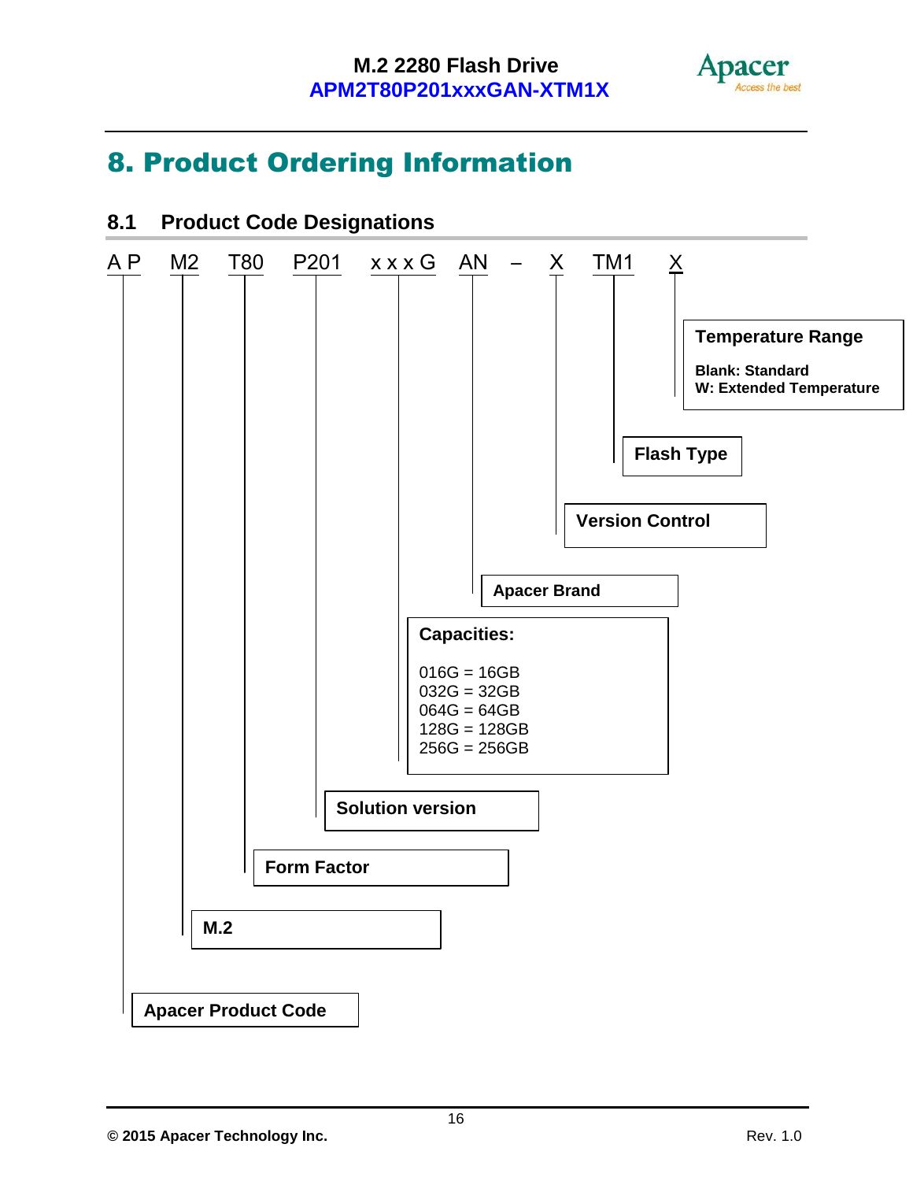# 8. Product Ordering Information

## 8.1 Product Code Designations

A P M2 T80 P201 x x x G AN – X TM1 X

| Code | Designation |
|---|---|
| A P | Apacer Product Code |
| M2 | M.2 |
| T80 | Form Factor |
| P201 | Solution version |
| x x x G | Capacities:<br>016G = 16GB<br>032G = 32GB<br>064G = 64GB<br>128G = 128GB<br>256G = 256GB |
| AN | Apacer Brand |
| X | Version Control |
| TM1 | Flash Type |
| X | Temperature Range<br>Blank: Standard<br>W: Extended Temperature |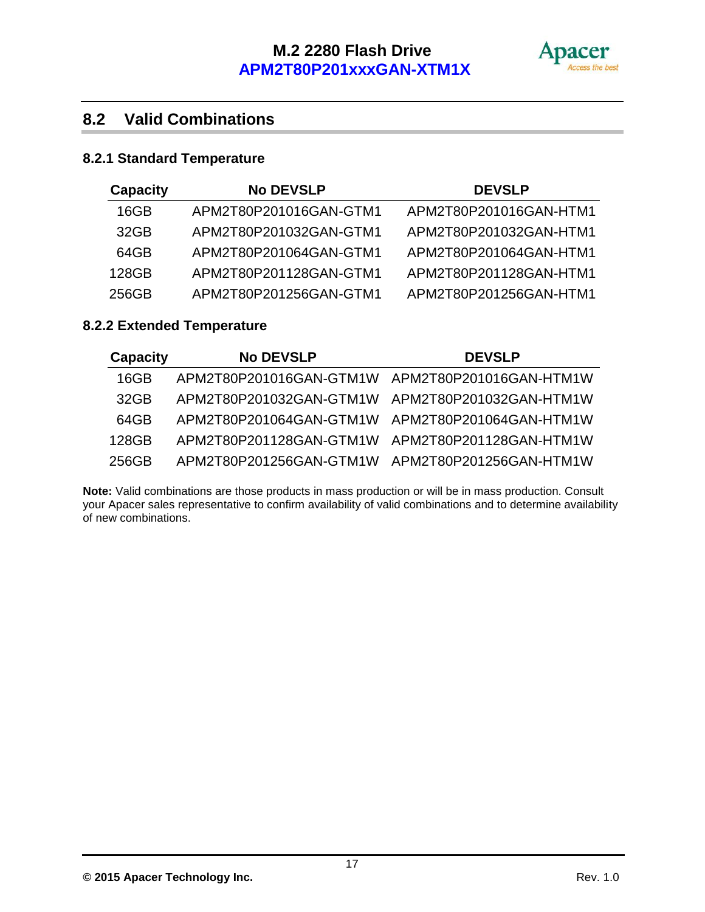## 8.2 Valid Combinations

### 8.2.1 Standard Temperature

| Capacity | No DEVSLP | DEVSLP |
|---|---|---|
| 16GB | APM2T80P201016GAN-GTM1 | APM2T80P201016GAN-HTM1 |
| 32GB | APM2T80P201032GAN-GTM1 | APM2T80P201032GAN-HTM1 |
| 64GB | APM2T80P201064GAN-GTM1 | APM2T80P201064GAN-HTM1 |
| 128GB | APM2T80P201128GAN-GTM1 | APM2T80P201128GAN-HTM1 |
| 256GB | APM2T80P201256GAN-GTM1 | APM2T80P201256GAN-HTM1 |

### 8.2.2 Extended Temperature

| Capacity | No DEVSLP | DEVSLP |
|---|---|---|
| 16GB | APM2T80P201016GAN-GTM1W | APM2T80P201016GAN-HTM1W |
| 32GB | APM2T80P201032GAN-GTM1W | APM2T80P201032GAN-HTM1W |
| 64GB | APM2T80P201064GAN-GTM1W | APM2T80P201064GAN-HTM1W |
| 128GB | APM2T80P201128GAN-GTM1W | APM2T80P201128GAN-HTM1W |
| 256GB | APM2T80P201256GAN-GTM1W | APM2T80P201256GAN-HTM1W |

**Note:** Valid combinations are those products in mass production or will be in mass production. Consult your Apacer sales representative to confirm availability of valid combinations and to determine availability of new combinations.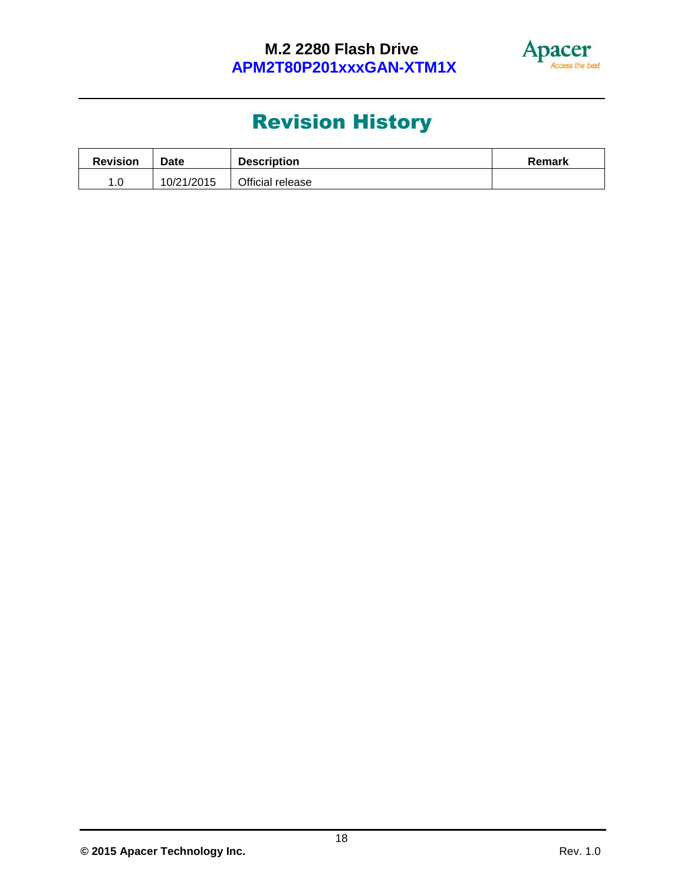# Revision History

| Revision | Date | Description | Remark |
|---|---|---|---|
| 1.0 | 10/21/2015 | Official release | |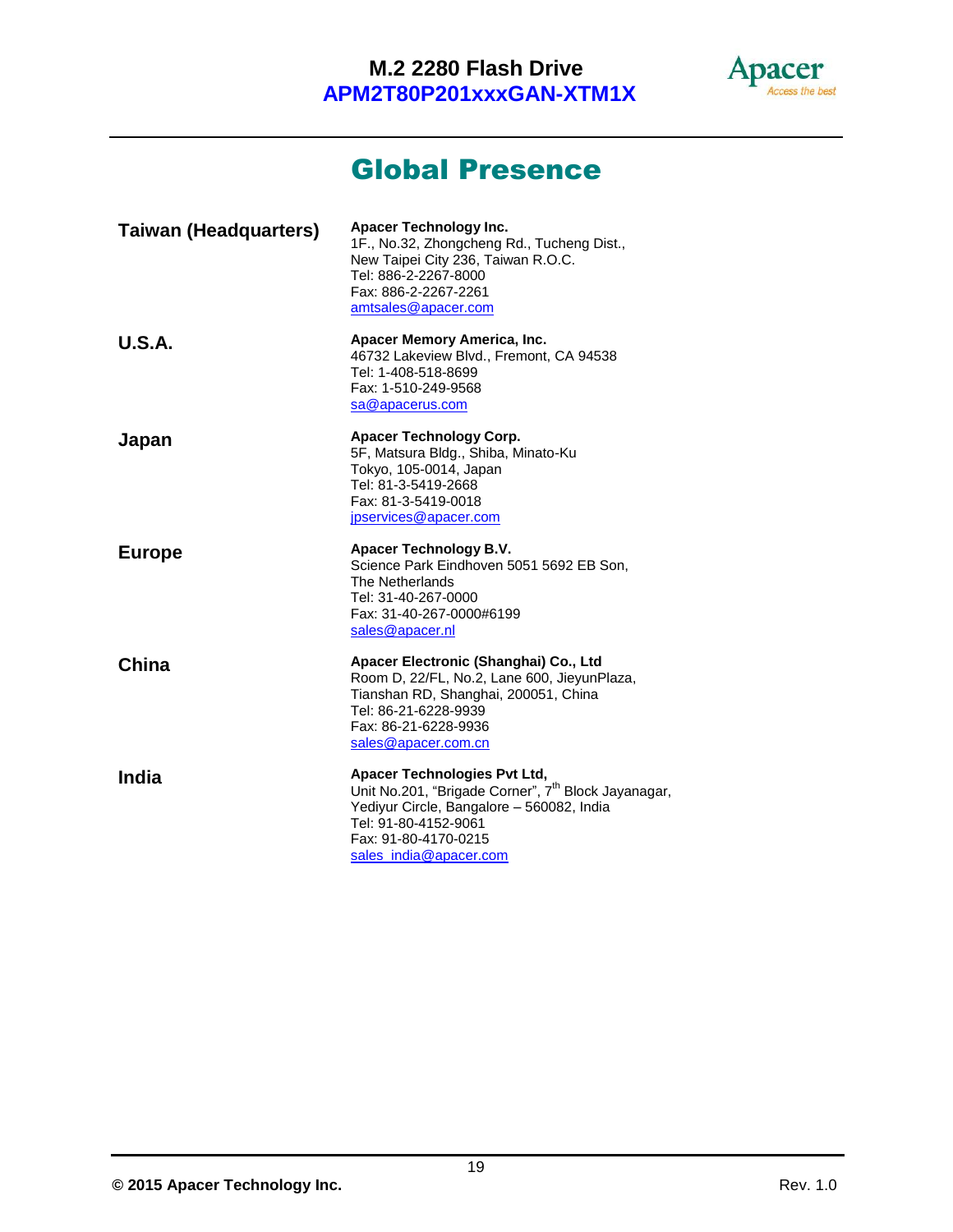# Global Presence

| | |
|---|---|
| **Taiwan (Headquarters)** | **Apacer Technology Inc.**<br>1F., No.32, Zhongcheng Rd., Tucheng Dist.,<br>New Taipei City 236, Taiwan R.O.C.<br>Tel: 886-2-2267-8000<br>Fax: 886-2-2267-2261<br>amtsales@apacer.com |
| **U.S.A.** | **Apacer Memory America, Inc.**<br>46732 Lakeview Blvd., Fremont, CA 94538<br>Tel: 1-408-518-8699<br>Fax: 1-510-249-9568<br>sa@apacerus.com |
| **Japan** | **Apacer Technology Corp.**<br>5F, Matsura Bldg., Shiba, Minato-Ku<br>Tokyo, 105-0014, Japan<br>Tel: 81-3-5419-2668<br>Fax: 81-3-5419-0018<br>jpservices@apacer.com |
| **Europe** | **Apacer Technology B.V.**<br>Science Park Eindhoven 5051 5692 EB Son,<br>The Netherlands<br>Tel: 31-40-267-0000<br>Fax: 31-40-267-0000#6199<br>sales@apacer.nl |
| **China** | **Apacer Electronic (Shanghai) Co., Ltd**<br>Room D, 22/FL, No.2, Lane 600, JieyunPlaza,<br>Tianshan RD, Shanghai, 200051, China<br>Tel: 86-21-6228-9939<br>Fax: 86-21-6228-9936<br>sales@apacer.com.cn |
| **India** | **Apacer Technologies Pvt Ltd,**<br>Unit No.201, “Brigade Corner”, 7th Block Jayanagar,<br>Yediyur Circle, Bangalore – 560082, India<br>Tel: 91-80-4152-9061<br>Fax: 91-80-4170-0215<br>sales_india@apacer.com |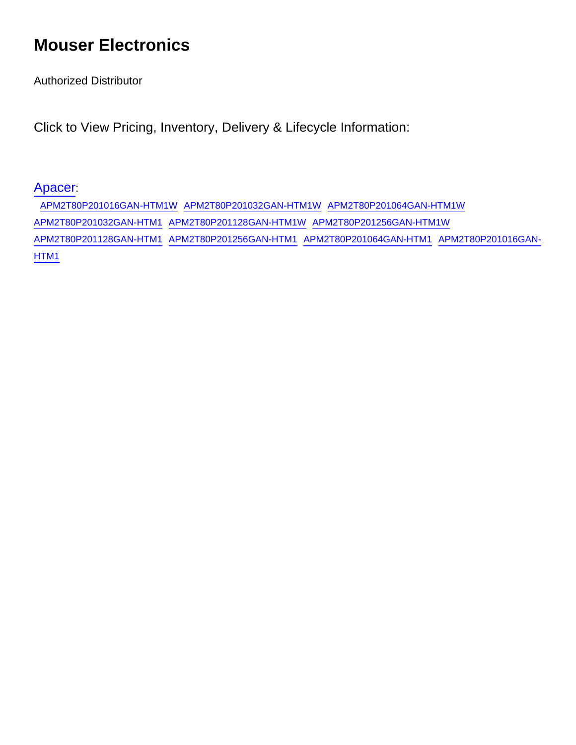# Mouser Electronics

Authorized Distributor

Click to View Pricing, Inventory, Delivery & Lifecycle Information:

Apacer:

APM2T80P201016GAN-HTM1W APM2T80P201032GAN-HTM1W APM2T80P201064GAN-HTM1W APM2T80P201032GAN-HTM1 APM2T80P201128GAN-HTM1W APM2T80P201256GAN-HTM1W APM2T80P201128GAN-HTM1 APM2T80P201256GAN-HTM1 APM2T80P201064GAN-HTM1 APM2T80P201016GAN-HTM1